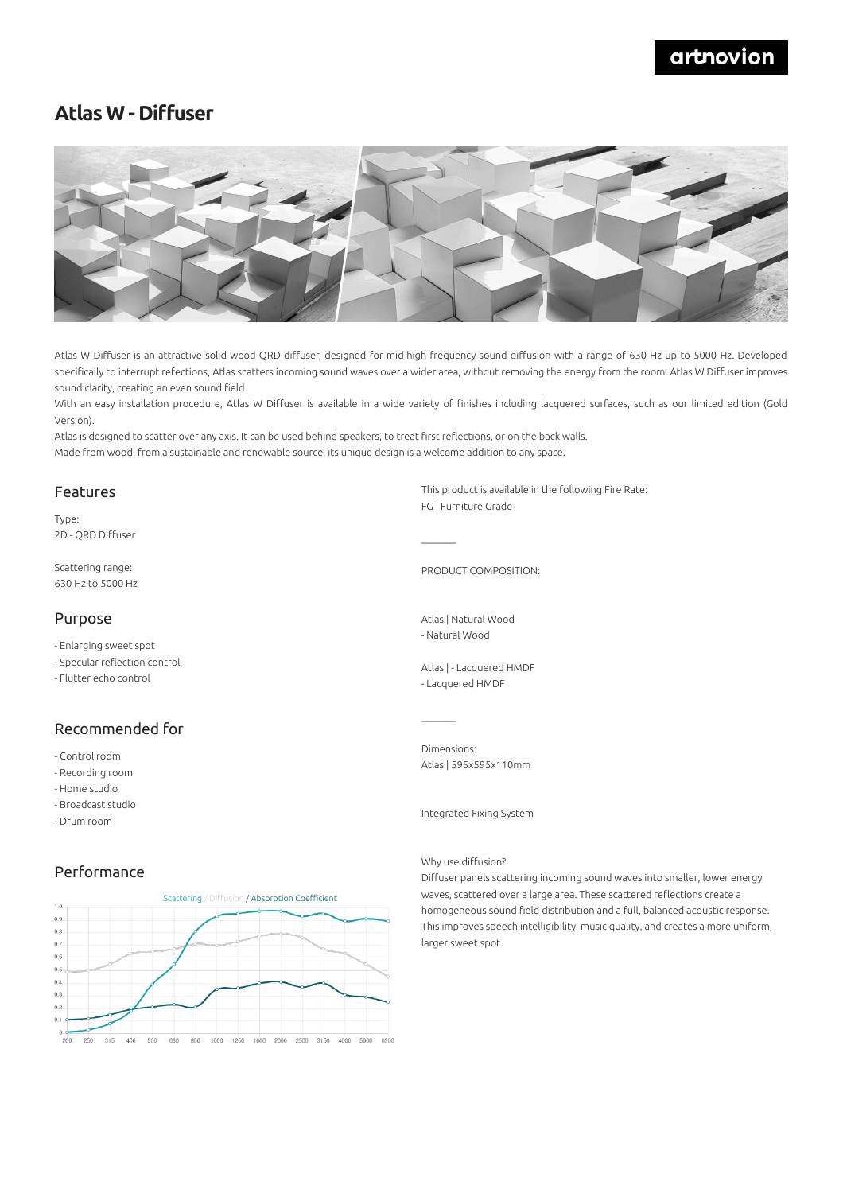artnovion

# Atlas W - Diffuser

Atlas W Diffuser is an attractive solid wood QRD diffuser, designed for mid-high frequency sound diffusion with a range of 630 Hz up to 5000 Hz. Developed specifically to interrupt refections, Atlas scatters incoming sound waves over a wider area, without removing the energy from the room. Atlas W Diffuser improves sound clarity, creating an even sound field.

With an easy installation procedure, Atlas W Diffuser is available in a wide variety of finishes including lacquered surfaces, such as our limited edition (Gold Version).

Atlas is designed to scatter over any axis. It can be used behind speakers, to treat first reflections, or on the back walls.

Made from wood, from a sustainable and renewable source, its unique design is a welcome addition to any space.

## Features

Type:
2D - QRD Diffuser

Scattering range:
630 Hz to 5000 Hz

## Purpose

- Enlarging sweet spot
- Specular reflection control
- Flutter echo control

## Recommended for

- Control room
- Recording room
- Home studio
- Broadcast studio
- Drum room

## Performance

Scattering / Diffusion / Absorption Coefficient

This product is available in the following Fire Rate:
FG | Furniture Grade

PRODUCT COMPOSITION:

Atlas | Natural Wood
- Natural Wood

Atlas | - Lacquered HMDF
- Lacquered HMDF

Dimensions:
Atlas | 595x595x110mm

Integrated Fixing System

Why use diffusion?
Diffuser panels scattering incoming sound waves into smaller, lower energy waves, scattered over a large area. These scattered reflections create a homogeneous sound field distribution and a full, balanced acoustic response. This improves speech intelligibility, music quality, and creates a more uniform, larger sweet spot.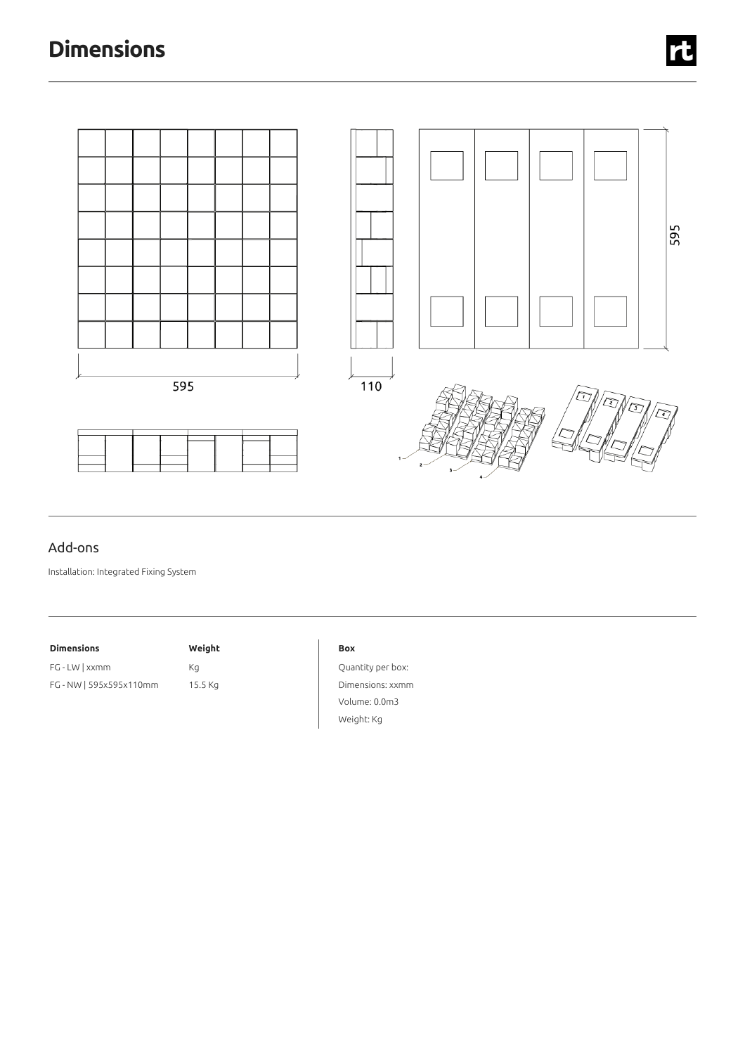# Dimensions

595

110

595

## Add-ons

Installation: Integrated Fixing System

| Dimensions | Weight |
|---|---|
| FG - LW \| xxmm | Kg |
| FG - NW \| 595x595x110mm | 15.5 Kg |

**Box**

Quantity per box:

Dimensions: xxmm

Volume: 0.0m3

Weight: Kg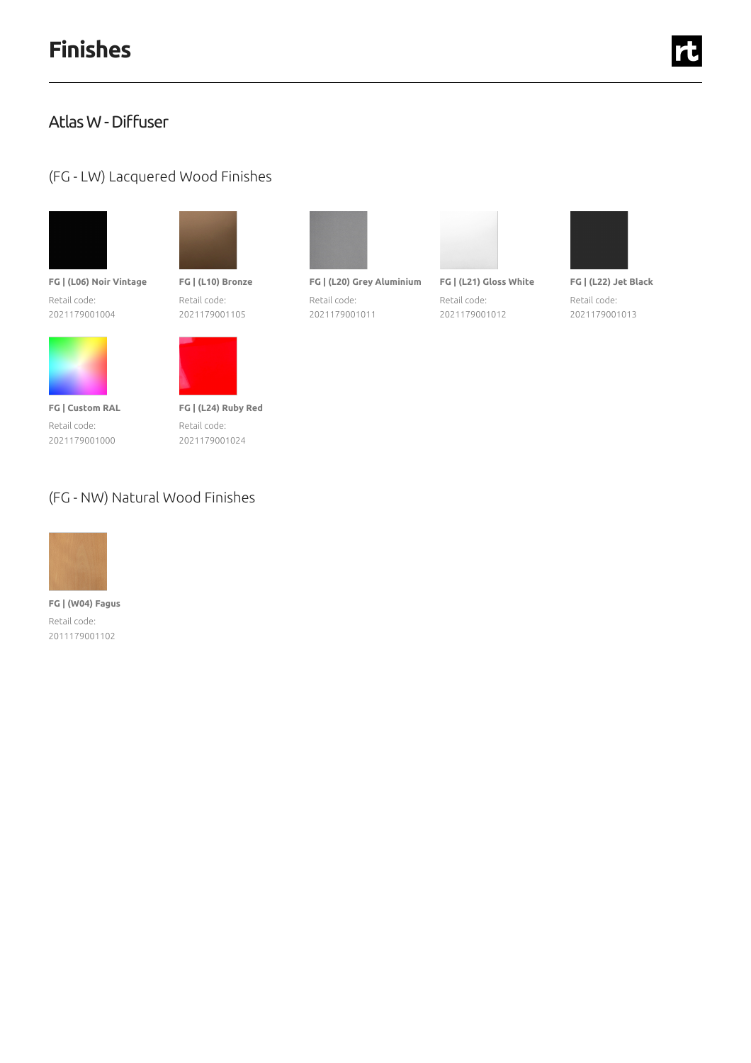# Finishes

## Atlas W - Diffuser

### (FG - LW) Lacquered Wood Finishes

**FG | (L06) Noir Vintage**
Retail code:
2021179001004

**FG | (L10) Bronze**
Retail code:
2021179001105

**FG | (L20) Grey Aluminium**
Retail code:
2021179001011

**FG | (L21) Gloss White**
Retail code:
2021179001012

**FG | (L22) Jet Black**
Retail code:
2021179001013

**FG | Custom RAL**
Retail code:
2021179001000

**FG | (L24) Ruby Red**
Retail code:
2021179001024

### (FG - NW) Natural Wood Finishes

**FG | (W04) Fagus**
Retail code:
2011179001102